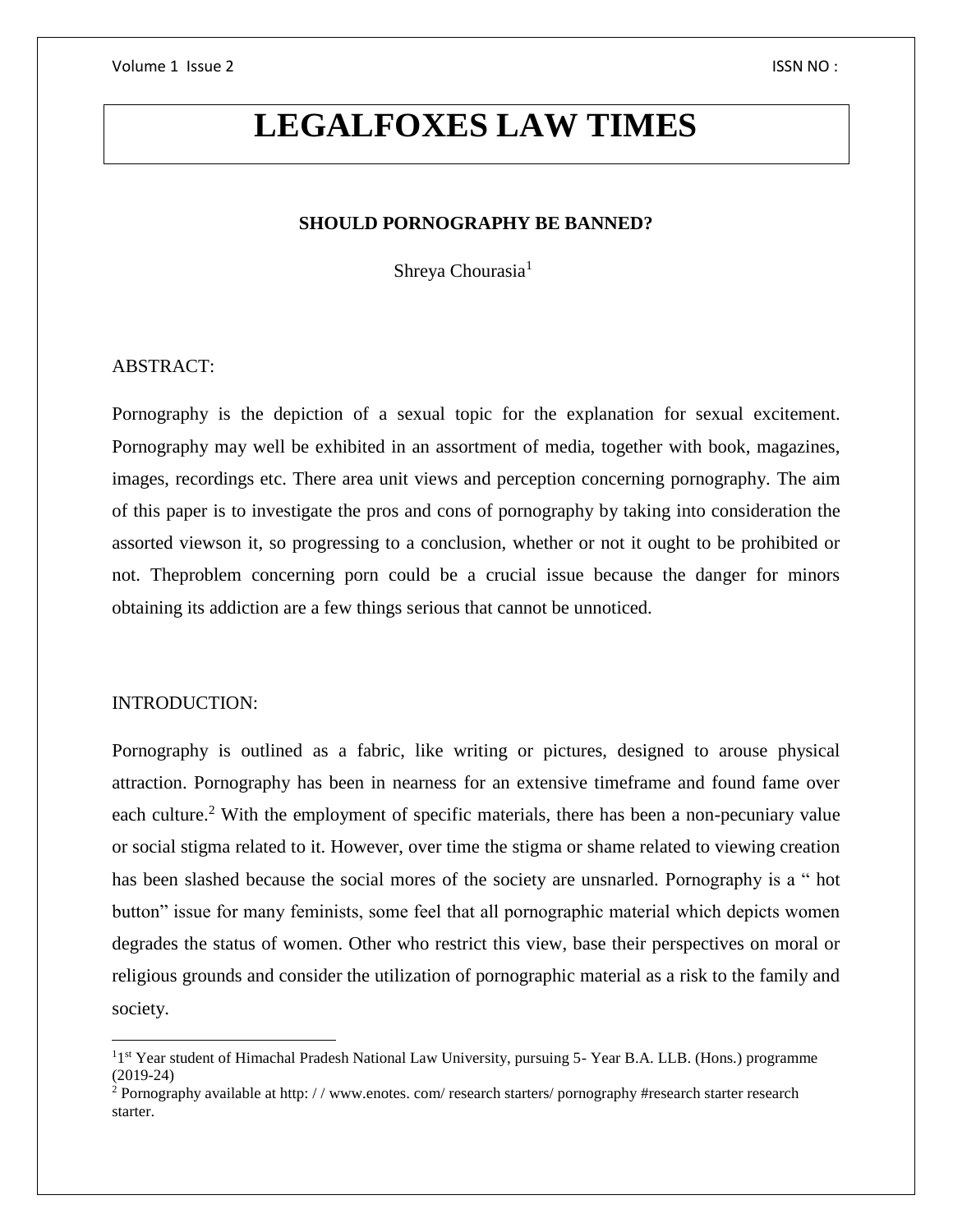# LEGALFOXES LAW TIMES

## SHOULD PORNOGRAPHY BE BANNED?

Shreya Chourasia[1]

ABSTRACT:

Pornography is the depiction of a sexual topic for the explanation for sexual excitement. Pornography may well be exhibited in an assortment of media, together with book, magazines, images, recordings etc. There area unit views and perception concerning pornography. The aim of this paper is to investigate the pros and cons of pornography by taking into consideration the assorted viewson it, so progressing to a conclusion, whether or not it ought to be prohibited or not. Theproblem concerning porn could be a crucial issue because the danger for minors obtaining its addiction are a few things serious that cannot be unnoticed.

INTRODUCTION:

Pornography is outlined as a fabric, like writing or pictures, designed to arouse physical attraction. Pornography has been in nearness for an extensive timeframe and found fame over each culture.[2] With the employment of specific materials, there has been a non-pecuniary value or social stigma related to it. However, over time the stigma or shame related to viewing creation has been slashed because the social mores of the society are unsnarled. Pornography is a " hot button" issue for many feminists, some feel that all pornographic material which depicts women degrades the status of women. Other who restrict this view, base their perspectives on moral or religious grounds and consider the utilization of pornographic material as a risk to the family and society.

---

[1] 1st Year student of Himachal Pradesh National Law University, pursuing 5- Year B.A. LLB. (Hons.) programme (2019-24)

[2] Pornography available at http: / / www.enotes. com/ research starters/ pornography #research starter research starter.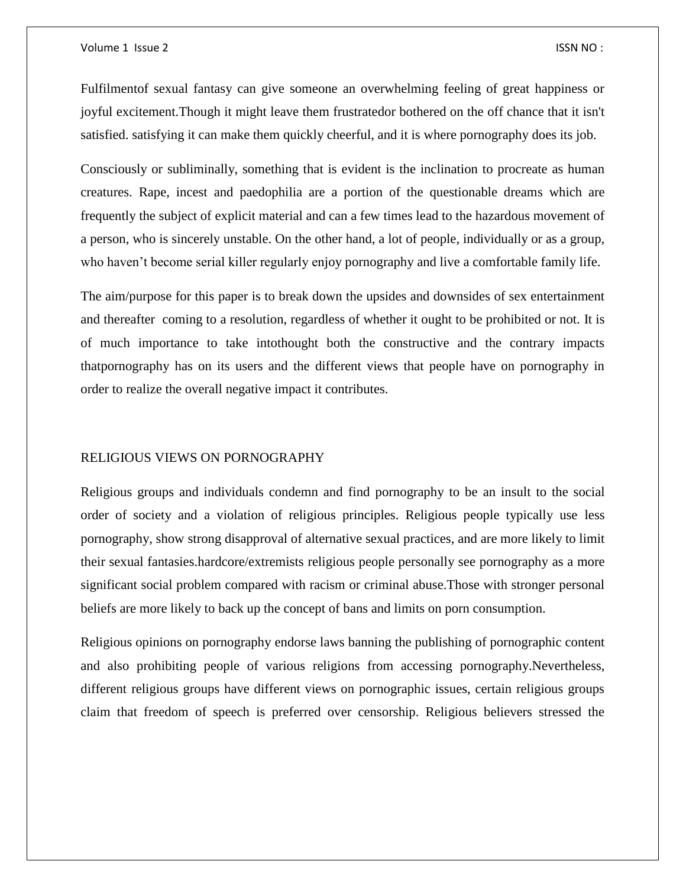Fulfilmentof sexual fantasy can give someone an overwhelming feeling of great happiness or joyful excitement.Though it might leave them frustratedor bothered on the off chance that it isn't satisfied. satisfying it can make them quickly cheerful, and it is where pornography does its job.

Consciously or subliminally, something that is evident is the inclination to procreate as human creatures. Rape, incest and paedophilia are a portion of the questionable dreams which are frequently the subject of explicit material and can a few times lead to the hazardous movement of a person, who is sincerely unstable. On the other hand, a lot of people, individually or as a group, who haven't become serial killer regularly enjoy pornography and live a comfortable family life.

The aim/purpose for this paper is to break down the upsides and downsides of sex entertainment and thereafter coming to a resolution, regardless of whether it ought to be prohibited or not. It is of much importance to take intothought both the constructive and the contrary impacts thatpornography has on its users and the different views that people have on pornography in order to realize the overall negative impact it contributes.

## RELIGIOUS VIEWS ON PORNOGRAPHY

Religious groups and individuals condemn and find pornography to be an insult to the social order of society and a violation of religious principles. Religious people typically use less pornography, show strong disapproval of alternative sexual practices, and are more likely to limit their sexual fantasies.hardcore/extremists religious people personally see pornography as a more significant social problem compared with racism or criminal abuse.Those with stronger personal beliefs are more likely to back up the concept of bans and limits on porn consumption.

Religious opinions on pornography endorse laws banning the publishing of pornographic content and also prohibiting people of various religions from accessing pornography.Nevertheless, different religious groups have different views on pornographic issues, certain religious groups claim that freedom of speech is preferred over censorship. Religious believers stressed the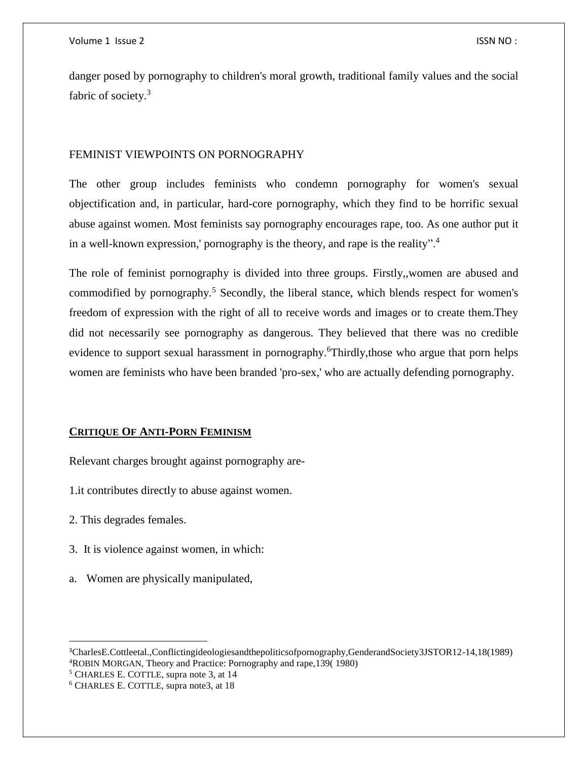danger posed by pornography to children's moral growth, traditional family values and the social fabric of society.[3]

## FEMINIST VIEWPOINTS ON PORNOGRAPHY

The other group includes feminists who condemn pornography for women's sexual objectification and, in particular, hard-core pornography, which they find to be horrific sexual abuse against women. Most feminists say pornography encourages rape, too. As one author put it in a well-known expression,' pornography is the theory, and rape is the reality".[4]

The role of feminist pornography is divided into three groups. Firstly,,women are abused and commodified by pornography.[5] Secondly, the liberal stance, which blends respect for women's freedom of expression with the right of all to receive words and images or to create them.They did not necessarily see pornography as dangerous. They believed that there was no credible evidence to support sexual harassment in pornography.[6]Thirdly,those who argue that porn helps women are feminists who have been branded 'pro-sex,' who are actually defending pornography.

## CRITIQUE OF ANTI-PORN FEMINISM

Relevant charges brought against pornography are-

1.it contributes directly to abuse against women.

2. This degrades females.

3. It is violence against women, in which:

a. Women are physically manipulated,

---

[3]CharlesE.Cottleetal.,Conflictingideologiesandthepoliticsofpornography,GenderandSociety3JSTOR12-14,18(1989)
[4]ROBIN MORGAN, Theory and Practice: Pornography and rape,139( 1980)
[5] CHARLES E. COTTLE, supra note 3, at 14
[6] CHARLES E. COTTLE, supra note3, at 18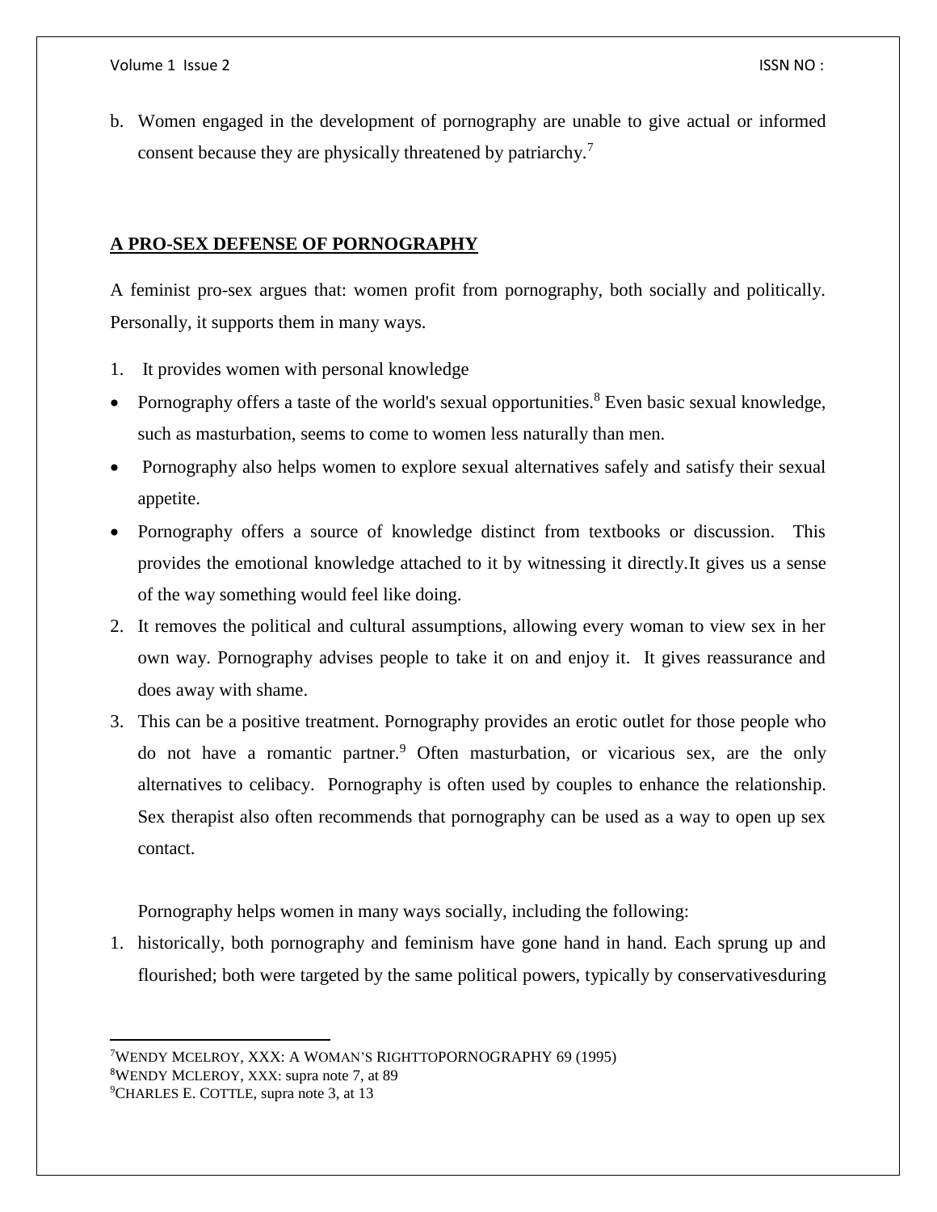b. Women engaged in the development of pornography are unable to give actual or informed consent because they are physically threatened by patriarchy.[7]

## A PRO-SEX DEFENSE OF PORNOGRAPHY

A feminist pro-sex argues that: women profit from pornography, both socially and politically. Personally, it supports them in many ways.

1. It provides women with personal knowledge

- Pornography offers a taste of the world's sexual opportunities.[8] Even basic sexual knowledge, such as masturbation, seems to come to women less naturally than men.
- Pornography also helps women to explore sexual alternatives safely and satisfy their sexual appetite.
- Pornography offers a source of knowledge distinct from textbooks or discussion. This provides the emotional knowledge attached to it by witnessing it directly.It gives us a sense of the way something would feel like doing.

2. It removes the political and cultural assumptions, allowing every woman to view sex in her own way. Pornography advises people to take it on and enjoy it. It gives reassurance and does away with shame.
3. This can be a positive treatment. Pornography provides an erotic outlet for those people who do not have a romantic partner.[9] Often masturbation, or vicarious sex, are the only alternatives to celibacy. Pornography is often used by couples to enhance the relationship. Sex therapist also often recommends that pornography can be used as a way to open up sex contact.

Pornography helps women in many ways socially, including the following:

1. historically, both pornography and feminism have gone hand in hand. Each sprung up and flourished; both were targeted by the same political powers, typically by conservativesduring

---

[7] WENDY MCELROY, XXX: A WOMAN'S RIGHTTOPORNOGRAPHY 69 (1995)

[8] WENDY MCLEROY, XXX: supra note 7, at 89

[9] CHARLES E. COTTLE, supra note 3, at 13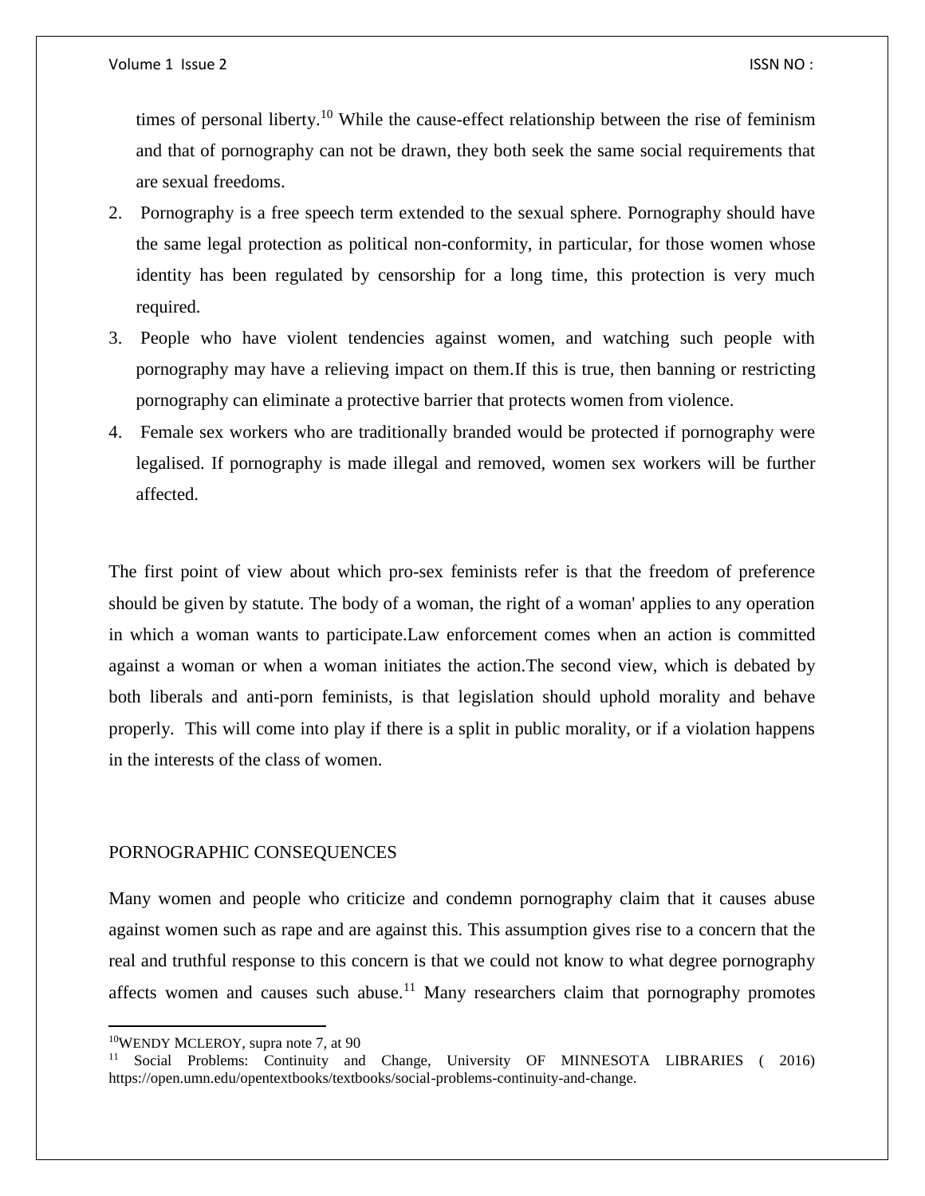times of personal liberty.[10] While the cause-effect relationship between the rise of feminism and that of pornography can not be drawn, they both seek the same social requirements that are sexual freedoms.

2. Pornography is a free speech term extended to the sexual sphere. Pornography should have the same legal protection as political non-conformity, in particular, for those women whose identity has been regulated by censorship for a long time, this protection is very much required.
3. People who have violent tendencies against women, and watching such people with pornography may have a relieving impact on them.If this is true, then banning or restricting pornography can eliminate a protective barrier that protects women from violence.
4. Female sex workers who are traditionally branded would be protected if pornography were legalised. If pornography is made illegal and removed, women sex workers will be further affected.

The first point of view about which pro-sex feminists refer is that the freedom of preference should be given by statute. The body of a woman, the right of a woman' applies to any operation in which a woman wants to participate.Law enforcement comes when an action is committed against a woman or when a woman initiates the action.The second view, which is debated by both liberals and anti-porn feminists, is that legislation should uphold morality and behave properly. This will come into play if there is a split in public morality, or if a violation happens in the interests of the class of women.

## PORNOGRAPHIC CONSEQUENCES

Many women and people who criticize and condemn pornography claim that it causes abuse against women such as rape and are against this. This assumption gives rise to a concern that the real and truthful response to this concern is that we could not know to what degree pornography affects women and causes such abuse.[11] Many researchers claim that pornography promotes

---

[10] WENDY MCLEROY, supra note 7, at 90

[11] Social Problems: Continuity and Change, University OF MINNESOTA LIBRARIES ( 2016) https://open.umn.edu/opentextbooks/textbooks/social-problems-continuity-and-change.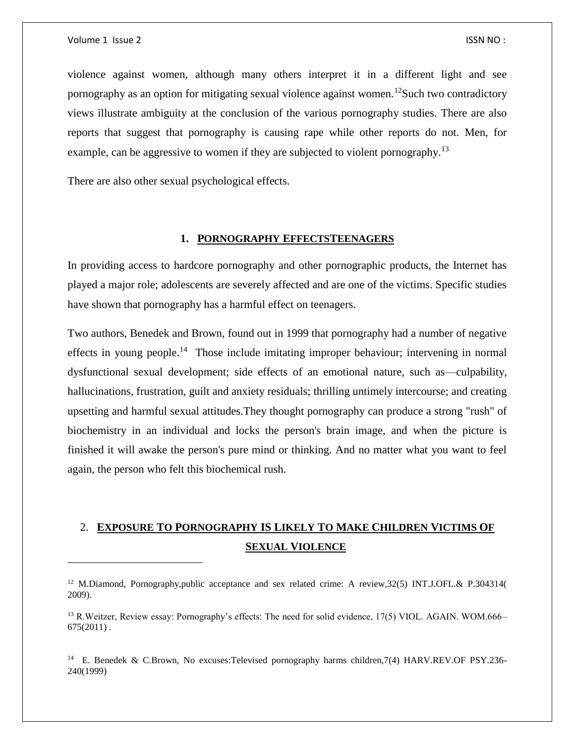violence against women, although many others interpret it in a different light and see pornography as an option for mitigating sexual violence against women.[12]Such two contradictory views illustrate ambiguity at the conclusion of the various pornography studies. There are also reports that suggest that pornography is causing rape while other reports do not. Men, for example, can be aggressive to women if they are subjected to violent pornography.[13]

There are also other sexual psychological effects.

## 1. PORNOGRAPHY EFFECTSTEENAGERS

In providing access to hardcore pornography and other pornographic products, the Internet has played a major role; adolescents are severely affected and are one of the victims. Specific studies have shown that pornography has a harmful effect on teenagers.

Two authors, Benedek and Brown, found out in 1999 that pornography had a number of negative effects in young people.[14] Those include imitating improper behaviour; intervening in normal dysfunctional sexual development; side effects of an emotional nature, such as—culpability, hallucinations, frustration, guilt and anxiety residuals; thrilling untimely intercourse; and creating upsetting and harmful sexual attitudes.They thought pornography can produce a strong "rush" of biochemistry in an individual and locks the person's brain image, and when the picture is finished it will awake the person's pure mind or thinking. And no matter what you want to feel again, the person who felt this biochemical rush.

## 2. EXPOSURE TO PORNOGRAPHY IS LIKELY TO MAKE CHILDREN VICTIMS OF SEXUAL VIOLENCE

---

[12] M.Diamond, Pornography,public acceptance and sex related crime: A review,32(5) INT.J.OFL.& P.304314( 2009).

[13] R.Weitzer, Review essay: Pornography's effects: The need for solid evidence, 17(5) VIOL. AGAIN. WOM.666–675(2011) .

[14] E. Benedek & C.Brown, No excuses:Televised pornography harms children,7(4) HARV.REV.OF PSY.236-240(1999)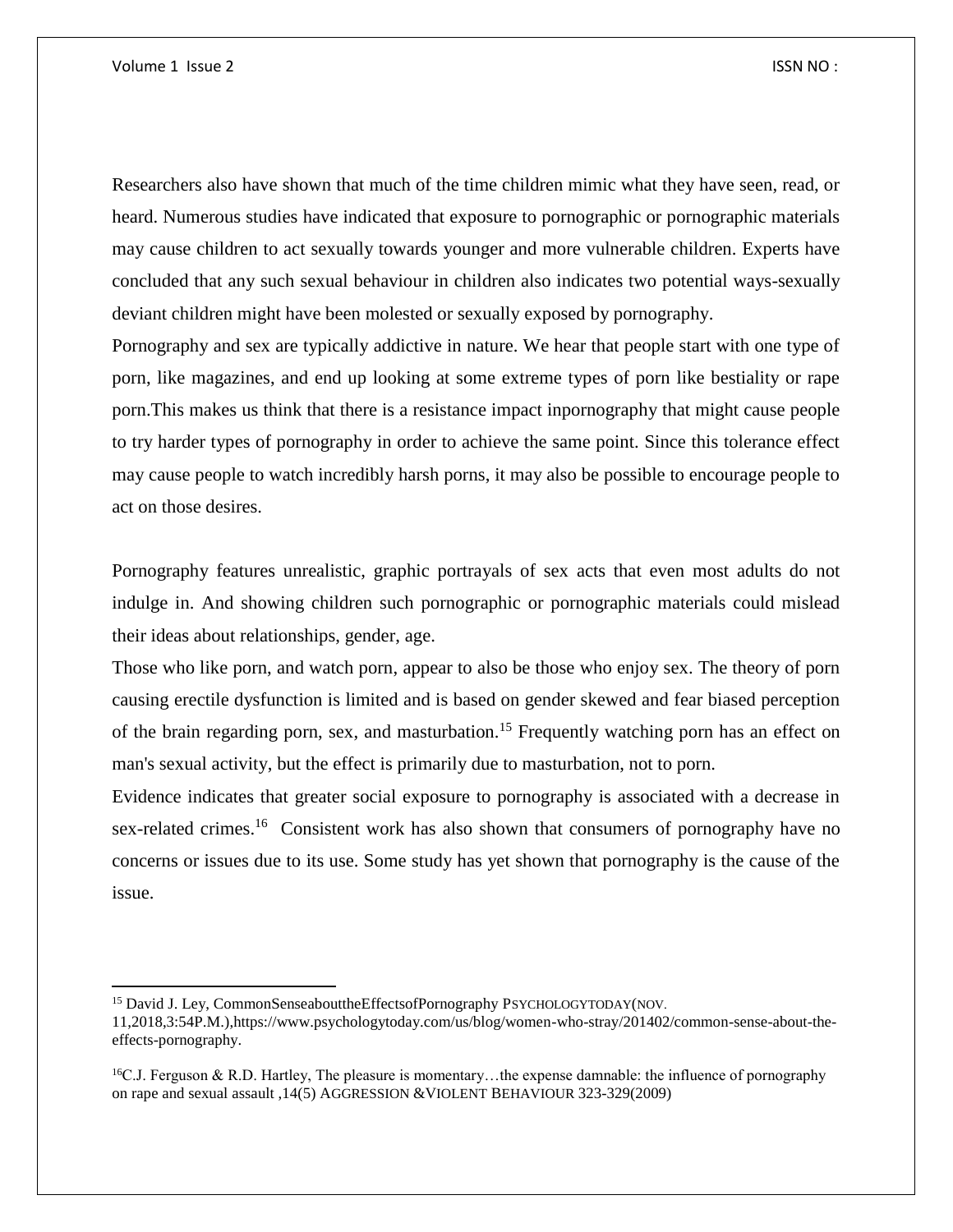Researchers also have shown that much of the time children mimic what they have seen, read, or heard. Numerous studies have indicated that exposure to pornographic or pornographic materials may cause children to act sexually towards younger and more vulnerable children. Experts have concluded that any such sexual behaviour in children also indicates two potential ways-sexually deviant children might have been molested or sexually exposed by pornography.

Pornography and sex are typically addictive in nature. We hear that people start with one type of porn, like magazines, and end up looking at some extreme types of porn like bestiality or rape porn.This makes us think that there is a resistance impact inpornography that might cause people to try harder types of pornography in order to achieve the same point. Since this tolerance effect may cause people to watch incredibly harsh porns, it may also be possible to encourage people to act on those desires.

Pornography features unrealistic, graphic portrayals of sex acts that even most adults do not indulge in. And showing children such pornographic or pornographic materials could mislead their ideas about relationships, gender, age.

Those who like porn, and watch porn, appear to also be those who enjoy sex. The theory of porn causing erectile dysfunction is limited and is based on gender skewed and fear biased perception of the brain regarding porn, sex, and masturbation.[15] Frequently watching porn has an effect on man's sexual activity, but the effect is primarily due to masturbation, not to porn.

Evidence indicates that greater social exposure to pornography is associated with a decrease in sex-related crimes.[16] Consistent work has also shown that consumers of pornography have no concerns or issues due to its use. Some study has yet shown that pornography is the cause of the issue.

---

[15] David J. Ley, CommonSenseabouttheEffectsofPornography PSYCHOLOGYTODAY(NOV. 11,2018,3:54P.M.),https://www.psychologytoday.com/us/blog/women-who-stray/201402/common-sense-about-the-effects-pornography.

[16] C.J. Ferguson & R.D. Hartley, The pleasure is momentary…the expense damnable: the influence of pornography on rape and sexual assault ,14(5) AGGRESSION &VIOLENT BEHAVIOUR 323-329(2009)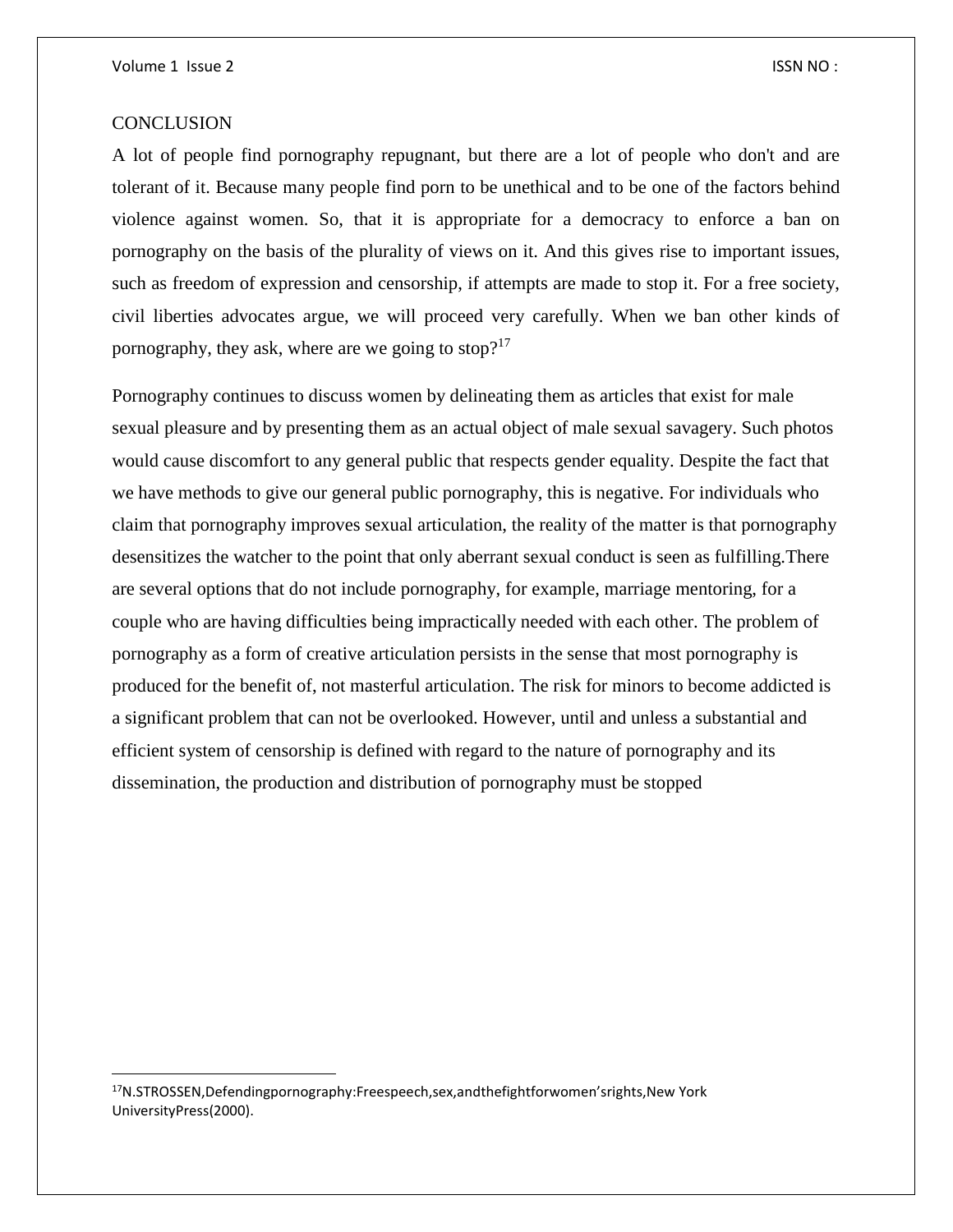## CONCLUSION

A lot of people find pornography repugnant, but there are a lot of people who don't and are tolerant of it. Because many people find porn to be unethical and to be one of the factors behind violence against women. So, that it is appropriate for a democracy to enforce a ban on pornography on the basis of the plurality of views on it. And this gives rise to important issues, such as freedom of expression and censorship, if attempts are made to stop it. For a free society, civil liberties advocates argue, we will proceed very carefully. When we ban other kinds of pornography, they ask, where are we going to stop?[17]

Pornography continues to discuss women by delineating them as articles that exist for male sexual pleasure and by presenting them as an actual object of male sexual savagery. Such photos would cause discomfort to any general public that respects gender equality. Despite the fact that we have methods to give our general public pornography, this is negative. For individuals who claim that pornography improves sexual articulation, the reality of the matter is that pornography desensitizes the watcher to the point that only aberrant sexual conduct is seen as fulfilling.There are several options that do not include pornography, for example, marriage mentoring, for a couple who are having difficulties being impractically needed with each other. The problem of pornography as a form of creative articulation persists in the sense that most pornography is produced for the benefit of, not masterful articulation. The risk for minors to become addicted is a significant problem that can not be overlooked. However, until and unless a substantial and efficient system of censorship is defined with regard to the nature of pornography and its dissemination, the production and distribution of pornography must be stopped

---

[17] N.STROSSEN,Defendingpornography:Freespeech,sex,andthefightforwomen'srights,New York UniversityPress(2000).